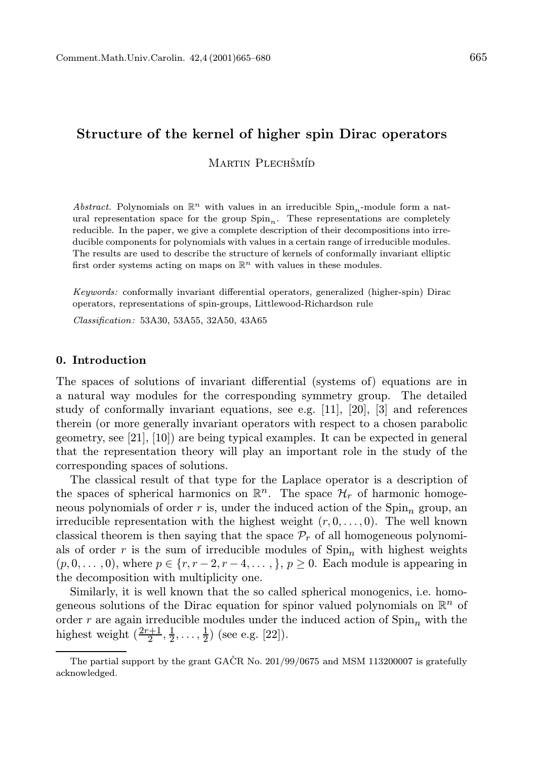# Structure of the kernel of higher spin Dirac operators

Martin Plechšmíd

*Abstract.* Polynomials on $\mathbb{R}^n$ with values in an irreducible $\mathrm{Spin}_n$-module form a natural representation space for the group $\mathrm{Spin}_n$. These representations are completely reducible. In the paper, we give a complete description of their decompositions into irreducible components for polynomials with values in a certain range of irreducible modules. The results are used to describe the structure of kernels of conformally invariant elliptic first order systems acting on maps on $\mathbb{R}^n$ with values in these modules.

*Keywords:* conformally invariant differential operators, generalized (higher-spin) Dirac operators, representations of spin-groups, Littlewood-Richardson rule

*Classification:* 53A30, 53A55, 32A50, 43A65

## 0. Introduction

The spaces of solutions of invariant differential (systems of) equations are in a natural way modules for the corresponding symmetry group. The detailed study of conformally invariant equations, see e.g. [11], [20], [3] and references therein (or more generally invariant operators with respect to a chosen parabolic geometry, see [21], [10]) are being typical examples. It can be expected in general that the representation theory will play an important role in the study of the corresponding spaces of solutions.

The classical result of that type for the Laplace operator is a description of the spaces of spherical harmonics on $\mathbb{R}^n$. The space $\mathcal{H}_r$ of harmonic homogeneous polynomials of order $r$ is, under the induced action of the $\mathrm{Spin}_n$ group, an irreducible representation with the highest weight $(r, 0, \dots, 0)$. The well known classical theorem is then saying that the space $\mathcal{P}_r$ of all homogeneous polynomials of order $r$ is the sum of irreducible modules of $\mathrm{Spin}_n$ with highest weights $(p, 0, \dots, 0)$, where $p \in \{r, r-2, r-4, \dots, \}$, $p \geq 0$. Each module is appearing in the decomposition with multiplicity one.

Similarly, it is well known that the so called spherical monogenics, i.e. homogeneous solutions of the Dirac equation for spinor valued polynomials on $\mathbb{R}^n$ of order $r$ are again irreducible modules under the induced action of $\mathrm{Spin}_n$ with the highest weight $(\frac{2r+1}{2}, \frac{1}{2}, \dots, \frac{1}{2})$ (see e.g. [22]).

The partial support by the grant GAČR No. 201/99/0675 and MSM 113200007 is gratefully acknowledged.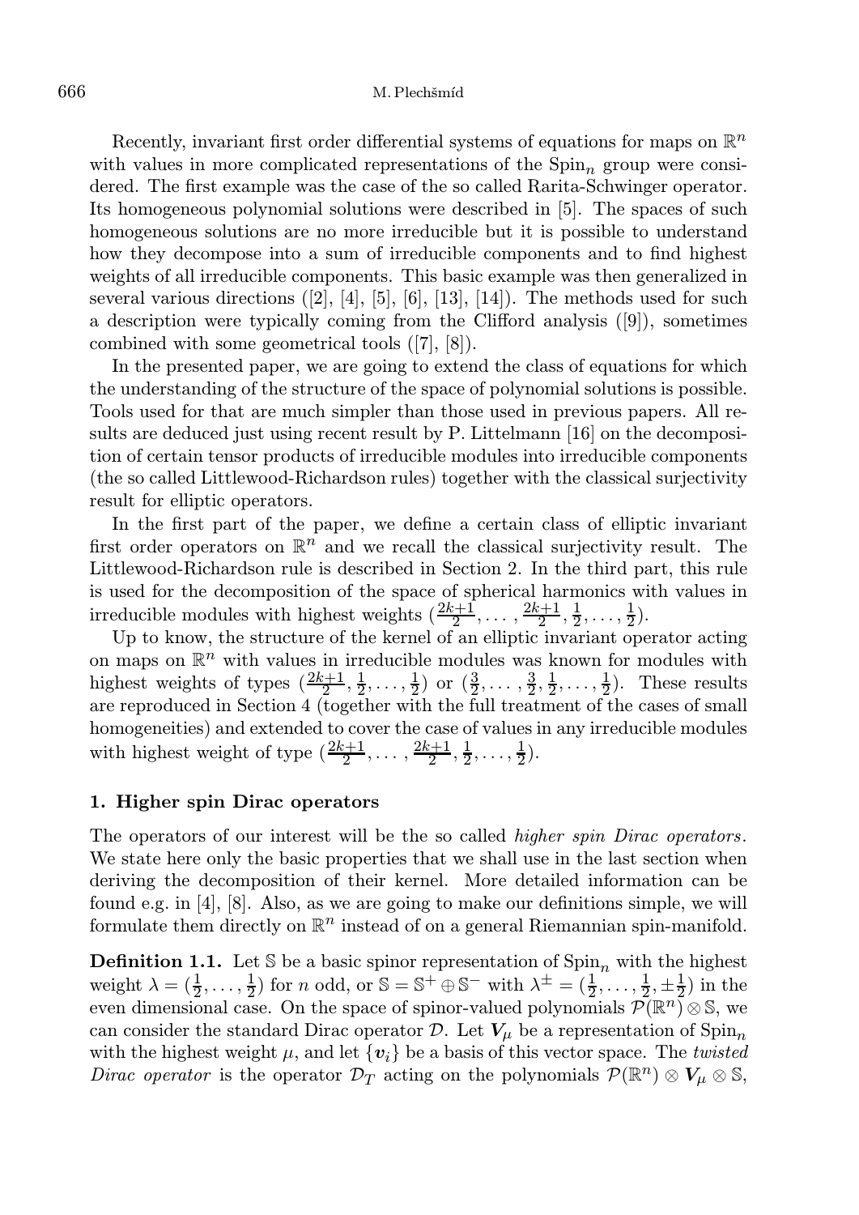Recently, invariant first order differential systems of equations for maps on $\mathbb{R}^n$ with values in more complicated representations of the $\mathrm{Spin}_n$ group were considered. The first example was the case of the so called Rarita-Schwinger operator. Its homogeneous polynomial solutions were described in [5]. The spaces of such homogeneous solutions are no more irreducible but it is possible to understand how they decompose into a sum of irreducible components and to find highest weights of all irreducible components. This basic example was then generalized in several various directions ([2], [4], [5], [6], [13], [14]). The methods used for such a description were typically coming from the Clifford analysis ([9]), sometimes combined with some geometrical tools ([7], [8]).

In the presented paper, we are going to extend the class of equations for which the understanding of the structure of the space of polynomial solutions is possible. Tools used for that are much simpler than those used in previous papers. All results are deduced just using recent result by P. Littelmann [16] on the decomposition of certain tensor products of irreducible modules into irreducible components (the so called Littlewood-Richardson rules) together with the classical surjectivity result for elliptic operators.

In the first part of the paper, we define a certain class of elliptic invariant first order operators on $\mathbb{R}^n$ and we recall the classical surjectivity result. The Littlewood-Richardson rule is described in Section 2. In the third part, this rule is used for the decomposition of the space of spherical harmonics with values in irreducible modules with highest weights $(\frac{2k+1}{2}, \dots, \frac{2k+1}{2}, \frac{1}{2}, \dots, \frac{1}{2})$.

Up to know, the structure of the kernel of an elliptic invariant operator acting on maps on $\mathbb{R}^n$ with values in irreducible modules was known for modules with highest weights of types $(\frac{2k+1}{2}, \frac{1}{2}, \dots, \frac{1}{2})$ or $(\frac{3}{2}, \dots, \frac{3}{2}, \frac{1}{2}, \dots, \frac{1}{2})$. These results are reproduced in Section 4 (together with the full treatment of the cases of small homogeneities) and extended to cover the case of values in any irreducible modules with highest weight of type $(\frac{2k+1}{2}, \dots, \frac{2k+1}{2}, \frac{1}{2}, \dots, \frac{1}{2})$.

## 1. Higher spin Dirac operators

The operators of our interest will be the so called *higher spin Dirac operators*. We state here only the basic properties that we shall use in the last section when deriving the decomposition of their kernel. More detailed information can be found e.g. in [4], [8]. Also, as we are going to make our definitions simple, we will formulate them directly on $\mathbb{R}^n$ instead of on a general Riemannian spin-manifold.

**Definition 1.1.** Let $\mathbb{S}$ be a basic spinor representation of $\mathrm{Spin}_n$ with the highest weight $\lambda = (\frac{1}{2}, \dots, \frac{1}{2})$ for $n$ odd, or $\mathbb{S} = \mathbb{S}^+ \oplus \mathbb{S}^-$ with $\lambda^{\pm} = (\frac{1}{2}, \dots, \frac{1}{2}, \pm\frac{1}{2})$ in the even dimensional case. On the space of spinor-valued polynomials $\mathcal{P}(\mathbb{R}^n) \otimes \mathbb{S}$, we can consider the standard Dirac operator $\mathcal{D}$. Let $\boldsymbol{V}_\mu$ be a representation of $\mathrm{Spin}_n$ with the highest weight $\mu$, and let $\{\boldsymbol{v}_i\}$ be a basis of this vector space. The *twisted Dirac operator* is the operator $\mathcal{D}_T$ acting on the polynomials $\mathcal{P}(\mathbb{R}^n) \otimes \boldsymbol{V}_\mu \otimes \mathbb{S}$,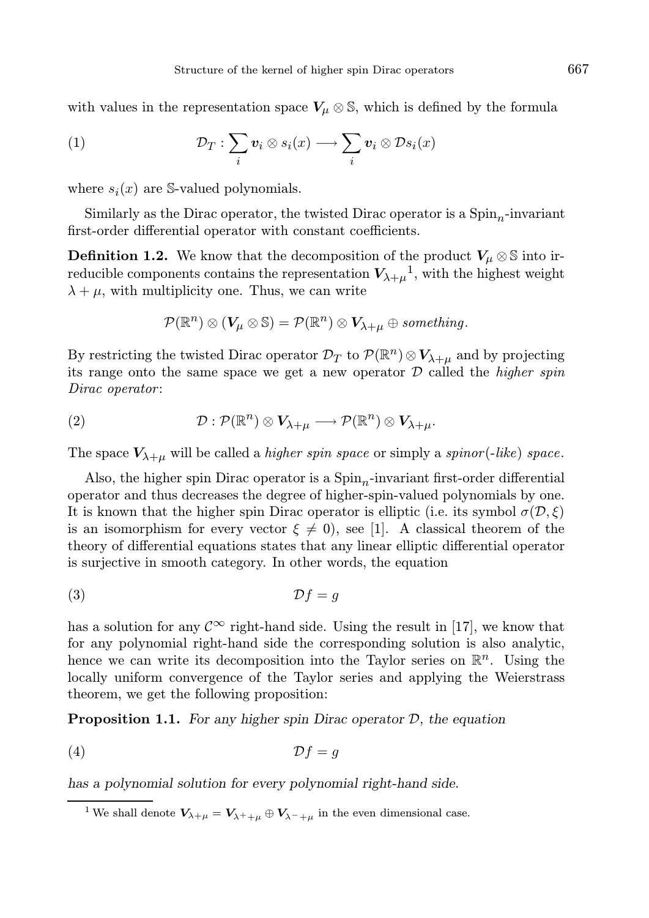with values in the representation space $\boldsymbol{V}_\mu \otimes \mathbb{S}$, which is defined by the formula

$$\mathcal{D}_T : \sum_i \boldsymbol{v}_i \otimes s_i(x) \longrightarrow \sum_i \boldsymbol{v}_i \otimes \mathcal{D} s_i(x) \tag{1}$$

where $s_i(x)$ are $\mathbb{S}$-valued polynomials.

Similarly as the Dirac operator, the twisted Dirac operator is a $\mathrm{Spin}_n$-invariant first-order differential operator with constant coefficients.

**Definition 1.2.** We know that the decomposition of the product $\boldsymbol{V}_\mu \otimes \mathbb{S}$ into irreducible components contains the representation $\boldsymbol{V}_{\lambda+\mu}$[1], with the highest weight $\lambda + \mu$, with multiplicity one. Thus, we can write

$$\mathcal{P}(\mathbb{R}^n) \otimes (\boldsymbol{V}_\mu \otimes \mathbb{S}) = \mathcal{P}(\mathbb{R}^n) \otimes \boldsymbol{V}_{\lambda+\mu} \oplus \textit{something}.$$

By restricting the twisted Dirac operator $\mathcal{D}_T$ to $\mathcal{P}(\mathbb{R}^n) \otimes \boldsymbol{V}_{\lambda+\mu}$ and by projecting its range onto the same space we get a new operator $\mathcal{D}$ called the *higher spin Dirac operator*:

$$\mathcal{D} : \mathcal{P}(\mathbb{R}^n) \otimes \boldsymbol{V}_{\lambda+\mu} \longrightarrow \mathcal{P}(\mathbb{R}^n) \otimes \boldsymbol{V}_{\lambda+\mu}. \tag{2}$$

The space $\boldsymbol{V}_{\lambda+\mu}$ will be called a *higher spin space* or simply a *spinor(-like) space*.

Also, the higher spin Dirac operator is a $\mathrm{Spin}_n$-invariant first-order differential operator and thus decreases the degree of higher-spin-valued polynomials by one. It is known that the higher spin Dirac operator is elliptic (i.e. its symbol $\sigma(\mathcal{D}, \xi)$ is an isomorphism for every vector $\xi \neq 0$), see [1]. A classical theorem of the theory of differential equations states that any linear elliptic differential operator is surjective in smooth category. In other words, the equation

$$\mathcal{D} f = g \tag{3}$$

has a solution for any $\mathcal{C}^\infty$ right-hand side. Using the result in [17], we know that for any polynomial right-hand side the corresponding solution is also analytic, hence we can write its decomposition into the Taylor series on $\mathbb{R}^n$. Using the locally uniform convergence of the Taylor series and applying the Weierstrass theorem, we get the following proposition:

**Proposition 1.1.** *For any higher spin Dirac operator $\mathcal{D}$, the equation*

$$\mathcal{D} f = g \tag{4}$$

*has a polynomial solution for every polynomial right-hand side.*

---

[1] We shall denote $\boldsymbol{V}_{\lambda+\mu} = \boldsymbol{V}_{\lambda^+ + \mu} \oplus \boldsymbol{V}_{\lambda^- + \mu}$ in the even dimensional case.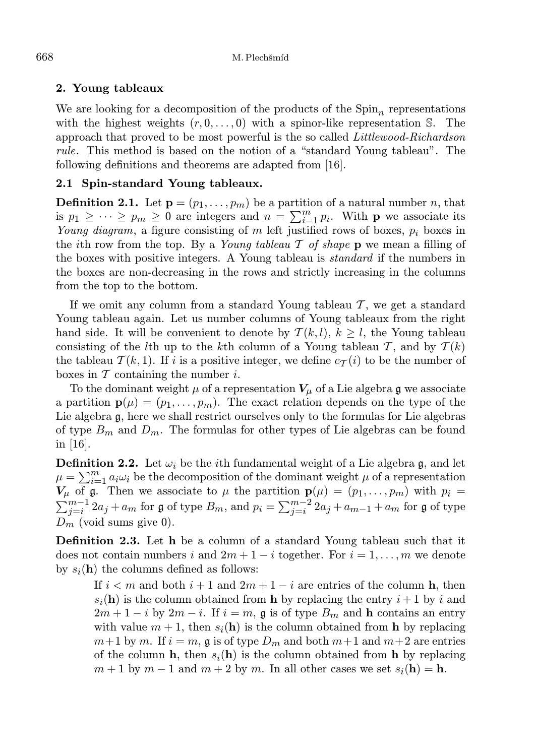## 2. Young tableaux

We are looking for a decomposition of the products of the $\mathrm{Spin}_n$ representations with the highest weights $(r, 0, \ldots, 0)$ with a spinor-like representation $\mathbb{S}$. The approach that proved to be most powerful is the so called *Littlewood-Richardson rule*. This method is based on the notion of a "standard Young tableau". The following definitions and theorems are adapted from [16].

### 2.1 Spin-standard Young tableaux.

**Definition 2.1.** Let $\mathbf{p} = (p_1, \ldots, p_m)$ be a partition of a natural number $n$, that is $p_1 \geq \cdots \geq p_m \geq 0$ are integers and $n = \sum_{i=1}^{m} p_i$. With $\mathbf{p}$ we associate its *Young diagram*, a figure consisting of $m$ left justified rows of boxes, $p_i$ boxes in the $i$th row from the top. By a *Young tableau $\mathcal{T}$ of shape* $\mathbf{p}$ we mean a filling of the boxes with positive integers. A Young tableau is *standard* if the numbers in the boxes are non-decreasing in the rows and strictly increasing in the columns from the top to the bottom.

If we omit any column from a standard Young tableau $\mathcal{T}$, we get a standard Young tableau again. Let us number columns of Young tableaux from the right hand side. It will be convenient to denote by $\mathcal{T}(k, l)$, $k \geq l$, the Young tableau consisting of the $l$th up to the $k$th column of a Young tableau $\mathcal{T}$, and by $\mathcal{T}(k)$ the tableau $\mathcal{T}(k, 1)$. If $i$ is a positive integer, we define $c_{\mathcal{T}}(i)$ to be the number of boxes in $\mathcal{T}$ containing the number $i$.

To the dominant weight $\mu$ of a representation $\boldsymbol{V}_\mu$ of a Lie algebra $\mathfrak{g}$ we associate a partition $\mathbf{p}(\mu) = (p_1, \ldots, p_m)$. The exact relation depends on the type of the Lie algebra $\mathfrak{g}$, here we shall restrict ourselves only to the formulas for Lie algebras of type $B_m$ and $D_m$. The formulas for other types of Lie algebras can be found in [16].

**Definition 2.2.** Let $\omega_i$ be the $i$th fundamental weight of a Lie algebra $\mathfrak{g}$, and let $\mu = \sum_{i=1}^{m} a_i \omega_i$ be the decomposition of the dominant weight $\mu$ of a representation $\boldsymbol{V}_\mu$ of $\mathfrak{g}$. Then we associate to $\mu$ the partition $\mathbf{p}(\mu) = (p_1, \ldots, p_m)$ with $p_i = \sum_{j=i}^{m-1} 2a_j + a_m$ for $\mathfrak{g}$ of type $B_m$, and $p_i = \sum_{j=i}^{m-2} 2a_j + a_{m-1} + a_m$ for $\mathfrak{g}$ of type $D_m$ (void sums give 0).

**Definition 2.3.** Let $\mathbf{h}$ be a column of a standard Young tableau such that it does not contain numbers $i$ and $2m + 1 - i$ together. For $i = 1, \ldots, m$ we denote by $s_i(\mathbf{h})$ the columns defined as follows:

> If $i < m$ and both $i + 1$ and $2m + 1 - i$ are entries of the column $\mathbf{h}$, then $s_i(\mathbf{h})$ is the column obtained from $\mathbf{h}$ by replacing the entry $i + 1$ by $i$ and $2m + 1 - i$ by $2m - i$. If $i = m$, $\mathfrak{g}$ is of type $B_m$ and $\mathbf{h}$ contains an entry with value $m + 1$, then $s_i(\mathbf{h})$ is the column obtained from $\mathbf{h}$ by replacing $m+1$ by $m$. If $i = m$, $\mathfrak{g}$ is of type $D_m$ and both $m+1$ and $m+2$ are entries of the column $\mathbf{h}$, then $s_i(\mathbf{h})$ is the column obtained from $\mathbf{h}$ by replacing $m + 1$ by $m - 1$ and $m + 2$ by $m$. In all other cases we set $s_i(\mathbf{h}) = \mathbf{h}$.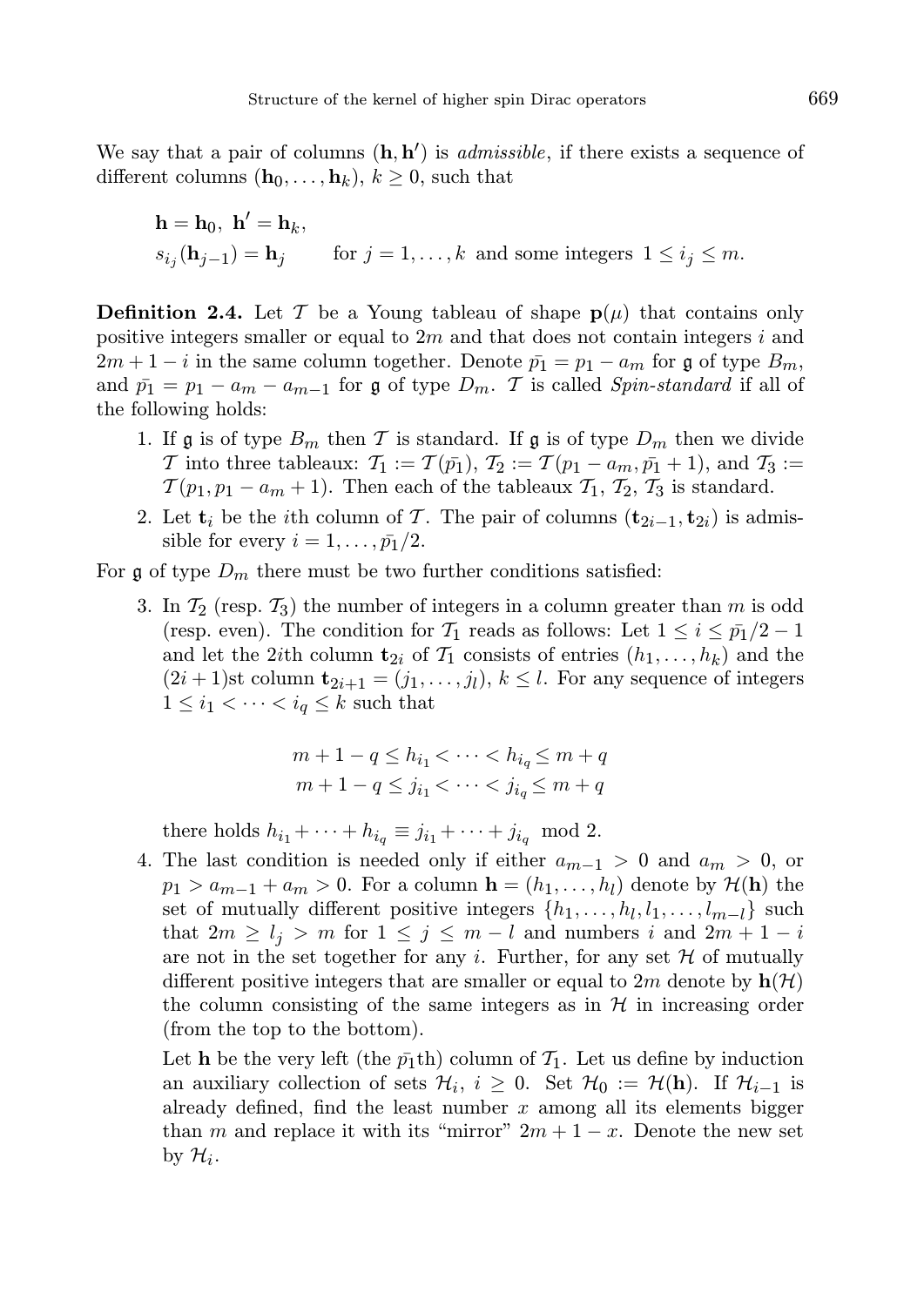We say that a pair of columns $(\mathbf{h}, \mathbf{h}')$ is *admissible*, if there exists a sequence of different columns $(\mathbf{h}_0, \dots, \mathbf{h}_k)$, $k \geq 0$, such that

$$\mathbf{h} = \mathbf{h}_0,\ \mathbf{h}' = \mathbf{h}_k,$$
$$s_{i_j}(\mathbf{h}_{j-1}) = \mathbf{h}_j \qquad \text{for } j = 1, \dots, k \text{ and some integers } 1 \leq i_j \leq m.$$

**Definition 2.4.** Let $\mathcal{T}$ be a Young tableau of shape $\mathbf{p}(\mu)$ that contains only positive integers smaller or equal to $2m$ and that does not contain integers $i$ and $2m+1-i$ in the same column together. Denote $\bar{p_1} = p_1 - a_m$ for $\mathfrak{g}$ of type $B_m$, and $\bar{p_1} = p_1 - a_m - a_{m-1}$ for $\mathfrak{g}$ of type $D_m$. $\mathcal{T}$ is called *Spin-standard* if all of the following holds:

1. If $\mathfrak{g}$ is of type $B_m$ then $\mathcal{T}$ is standard. If $\mathfrak{g}$ is of type $D_m$ then we divide $\mathcal{T}$ into three tableaux: $\mathcal{T}_1 := \mathcal{T}(\bar{p_1})$, $\mathcal{T}_2 := \mathcal{T}(p_1 - a_m, \bar{p_1}+1)$, and $\mathcal{T}_3 := \mathcal{T}(p_1, p_1 - a_m + 1)$. Then each of the tableaux $\mathcal{T}_1$, $\mathcal{T}_2$, $\mathcal{T}_3$ is standard.
2. Let $\mathbf{t}_i$ be the $i$th column of $\mathcal{T}$. The pair of columns $(\mathbf{t}_{2i-1}, \mathbf{t}_{2i})$ is admissible for every $i = 1, \dots, \bar{p_1}/2$.

For $\mathfrak{g}$ of type $D_m$ there must be two further conditions satisfied:

3. In $\mathcal{T}_2$ (resp. $\mathcal{T}_3$) the number of integers in a column greater than $m$ is odd (resp. even). The condition for $\mathcal{T}_1$ reads as follows: Let $1 \leq i \leq \bar{p_1}/2 - 1$ and let the $2i$th column $\mathbf{t}_{2i}$ of $\mathcal{T}_1$ consists of entries $(h_1, \dots, h_k)$ and the $(2i+1)$st column $\mathbf{t}_{2i+1} = (j_1, \dots, j_l)$, $k \leq l$. For any sequence of integers $1 \leq i_1 < \dots < i_q \leq k$ such that

$$m + 1 - q \leq h_{i_1} < \dots < h_{i_q} \leq m + q$$
$$m + 1 - q \leq j_{i_1} < \dots < j_{i_q} \leq m + q$$

there holds $h_{i_1} + \dots + h_{i_q} \equiv j_{i_1} + \dots + j_{i_q} \mod 2$.

4. The last condition is needed only if either $a_{m-1} > 0$ and $a_m > 0$, or $p_1 > a_{m-1} + a_m > 0$. For a column $\mathbf{h} = (h_1, \dots, h_l)$ denote by $\mathcal{H}(\mathbf{h})$ the set of mutually different positive integers $\{h_1, \dots, h_l, l_1, \dots, l_{m-l}\}$ such that $2m \geq l_j > m$ for $1 \leq j \leq m - l$ and numbers $i$ and $2m+1-i$ are not in the set together for any $i$. Further, for any set $\mathcal{H}$ of mutually different positive integers that are smaller or equal to $2m$ denote by $\mathbf{h}(\mathcal{H})$ the column consisting of the same integers as in $\mathcal{H}$ in increasing order (from the top to the bottom).

   Let $\mathbf{h}$ be the very left (the $\bar{p_1}$th) column of $\mathcal{T}_1$. Let us define by induction an auxiliary collection of sets $\mathcal{H}_i$, $i \geq 0$. Set $\mathcal{H}_0 := \mathcal{H}(\mathbf{h})$. If $\mathcal{H}_{i-1}$ is already defined, find the least number $x$ among all its elements bigger than $m$ and replace it with its "mirror" $2m+1-x$. Denote the new set by $\mathcal{H}_i$.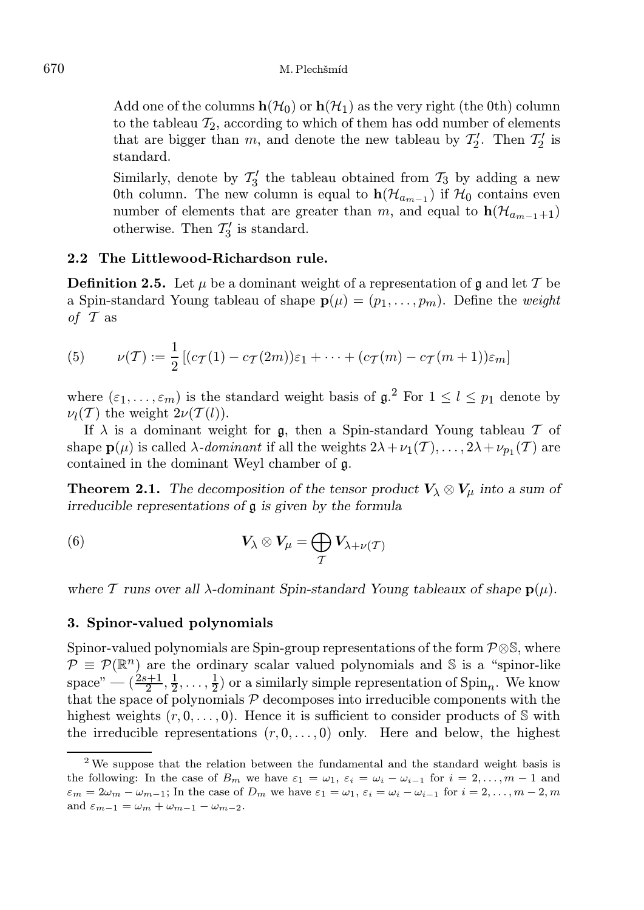Add one of the columns $\mathbf{h}(\mathcal{H}_0)$ or $\mathbf{h}(\mathcal{H}_1)$ as the very right (the 0th) column to the tableau $\mathcal{T}_2$, according to which of them has odd number of elements that are bigger than $m$, and denote the new tableau by $\mathcal{T}_2'$. Then $\mathcal{T}_2'$ is standard.

Similarly, denote by $\mathcal{T}_3'$ the tableau obtained from $\mathcal{T}_3$ by adding a new 0th column. The new column is equal to $\mathbf{h}(\mathcal{H}_{a_{m-1}})$ if $\mathcal{H}_0$ contains even number of elements that are greater than $m$, and equal to $\mathbf{h}(\mathcal{H}_{a_{m-1}+1})$ otherwise. Then $\mathcal{T}_3'$ is standard.

### 2.2 The Littlewood-Richardson rule.

**Definition 2.5.** Let $\mu$ be a dominant weight of a representation of $\mathfrak{g}$ and let $\mathcal{T}$ be a Spin-standard Young tableau of shape $\mathbf{p}(\mu) = (p_1, \dots, p_m)$. Define the *weight of* $\mathcal{T}$ as

$$\nu(\mathcal{T}) := \frac{1}{2}\left[(c_{\mathcal{T}}(1) - c_{\mathcal{T}}(2m))\varepsilon_1 + \cdots + (c_{\mathcal{T}}(m) - c_{\mathcal{T}}(m+1))\varepsilon_m\right] \tag{5}$$

where $(\varepsilon_1, \dots, \varepsilon_m)$ is the standard weight basis of $\mathfrak{g}$.[2] For $1 \leq l \leq p_1$ denote by $\nu_l(\mathcal{T})$ the weight $2\nu(\mathcal{T}(l))$.

If $\lambda$ is a dominant weight for $\mathfrak{g}$, then a Spin-standard Young tableau $\mathcal{T}$ of shape $\mathbf{p}(\mu)$ is called $\lambda$*-dominant* if all the weights $2\lambda + \nu_1(\mathcal{T}), \dots, 2\lambda + \nu_{p_1}(\mathcal{T})$ are contained in the dominant Weyl chamber of $\mathfrak{g}$.

**Theorem 2.1.** *The decomposition of the tensor product $\boldsymbol{V}_\lambda \otimes \boldsymbol{V}_\mu$ into a sum of irreducible representations of $\mathfrak{g}$ is given by the formula*

$$\boldsymbol{V}_\lambda \otimes \boldsymbol{V}_\mu = \bigoplus_{\mathcal{T}} \boldsymbol{V}_{\lambda + \nu(\mathcal{T})} \tag{6}$$

*where $\mathcal{T}$ runs over all $\lambda$-dominant Spin-standard Young tableaux of shape $\mathbf{p}(\mu)$.*

## 3. Spinor-valued polynomials

Spinor-valued polynomials are Spin-group representations of the form $\mathcal{P} \otimes \mathbb{S}$, where $\mathcal{P} \equiv \mathcal{P}(\mathbb{R}^n)$ are the ordinary scalar valued polynomials and $\mathbb{S}$ is a "spinor-like space" — $(\frac{2s+1}{2}, \frac{1}{2}, \dots, \frac{1}{2})$ or a similarly simple representation of $\mathrm{Spin}_n$. We know that the space of polynomials $\mathcal{P}$ decomposes into irreducible components with the highest weights $(r, 0, \dots, 0)$. Hence it is sufficient to consider products of $\mathbb{S}$ with the irreducible representations $(r, 0, \dots, 0)$ only. Here and below, the highest

---

[2] We suppose that the relation between the fundamental and the standard weight basis is the following: In the case of $B_m$ we have $\varepsilon_1 = \omega_1$, $\varepsilon_i = \omega_i - \omega_{i-1}$ for $i = 2, \dots, m-1$ and $\varepsilon_m = 2\omega_m - \omega_{m-1}$; In the case of $D_m$ we have $\varepsilon_1 = \omega_1$, $\varepsilon_i = \omega_i - \omega_{i-1}$ for $i = 2, \dots, m-2, m$ and $\varepsilon_{m-1} = \omega_m + \omega_{m-1} - \omega_{m-2}$.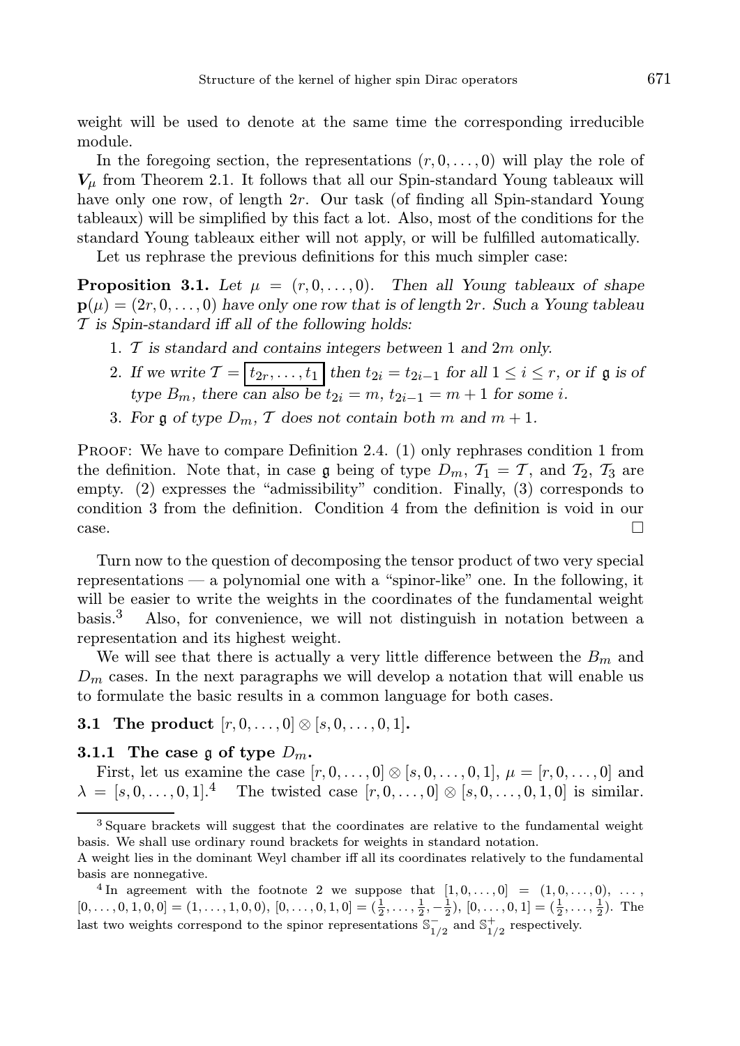weight will be used to denote at the same time the corresponding irreducible module.

In the foregoing section, the representations $(r, 0, \dots, 0)$ will play the role of $\boldsymbol{V}_\mu$ from Theorem 2.1. It follows that all our Spin-standard Young tableaux will have only one row, of length $2r$. Our task (of finding all Spin-standard Young tableaux) will be simplified by this fact a lot. Also, most of the conditions for the standard Young tableaux either will not apply, or will be fulfilled automatically.

Let us rephrase the previous definitions for this much simpler case:

**Proposition 3.1.** *Let $\mu = (r, 0, \dots, 0)$. Then all Young tableaux of shape $\mathbf{p}(\mu) = (2r, 0, \dots, 0)$ have only one row that is of length $2r$. Such a Young tableau $\mathcal{T}$ is Spin-standard iff all of the following holds:*

1. *$\mathcal{T}$ is standard and contains integers between 1 and $2m$ only.*
2. *If we write $\mathcal{T} = \boxed{t_{2r}, \dots, t_1}$ then $t_{2i} = t_{2i-1}$ for all $1 \le i \le r$, or if $\mathfrak{g}$ is of type $B_m$, there can also be $t_{2i} = m$, $t_{2i-1} = m+1$ for some $i$.*
3. *For $\mathfrak{g}$ of type $D_m$, $\mathcal{T}$ does not contain both $m$ and $m+1$.*

Proof: We have to compare Definition 2.4. (1) only rephrases condition 1 from the definition. Note that, in case $\mathfrak{g}$ being of type $D_m$, $\mathcal{T}_1 = \mathcal{T}$, and $\mathcal{T}_2$, $\mathcal{T}_3$ are empty. (2) expresses the "admissibility" condition. Finally, (3) corresponds to condition 3 from the definition. Condition 4 from the definition is void in our case. $\square$

Turn now to the question of decomposing the tensor product of two very special representations — a polynomial one with a "spinor-like" one. In the following, it will be easier to write the weights in the coordinates of the fundamental weight basis.[3] Also, for convenience, we will not distinguish in notation between a representation and its highest weight.

We will see that there is actually a very little difference between the $B_m$ and $D_m$ cases. In the next paragraphs we will develop a notation that will enable us to formulate the basic results in a common language for both cases.

### 3.1 The product $[r, 0, \dots, 0] \otimes [s, 0, \dots, 0, 1]$.

#### 3.1.1 The case $\mathfrak{g}$ of type $D_m$.

First, let us examine the case $[r, 0, \dots, 0] \otimes [s, 0, \dots, 0, 1]$, $\mu = [r, 0, \dots, 0]$ and $\lambda = [s, 0, \dots, 0, 1]$.[4] The twisted case $[r, 0, \dots, 0] \otimes [s, 0, \dots, 0, 1, 0]$ is similar.

---

[3] Square brackets will suggest that the coordinates are relative to the fundamental weight basis. We shall use ordinary round brackets for weights in standard notation.
A weight lies in the dominant Weyl chamber iff all its coordinates relatively to the fundamental basis are nonnegative.

[4] In agreement with the footnote 2 we suppose that $[1, 0, \dots, 0] = (1, 0, \dots, 0)$, $\dots$, $[0, \dots, 0, 1, 0, 0] = (1, \dots, 1, 0, 0)$, $[0, \dots, 0, 1, 0] = (\frac{1}{2}, \dots, \frac{1}{2}, -\frac{1}{2})$, $[0, \dots, 0, 1] = (\frac{1}{2}, \dots, \frac{1}{2})$. The last two weights correspond to the spinor representations $\mathbb{S}^-_{1/2}$ and $\mathbb{S}^+_{1/2}$ respectively.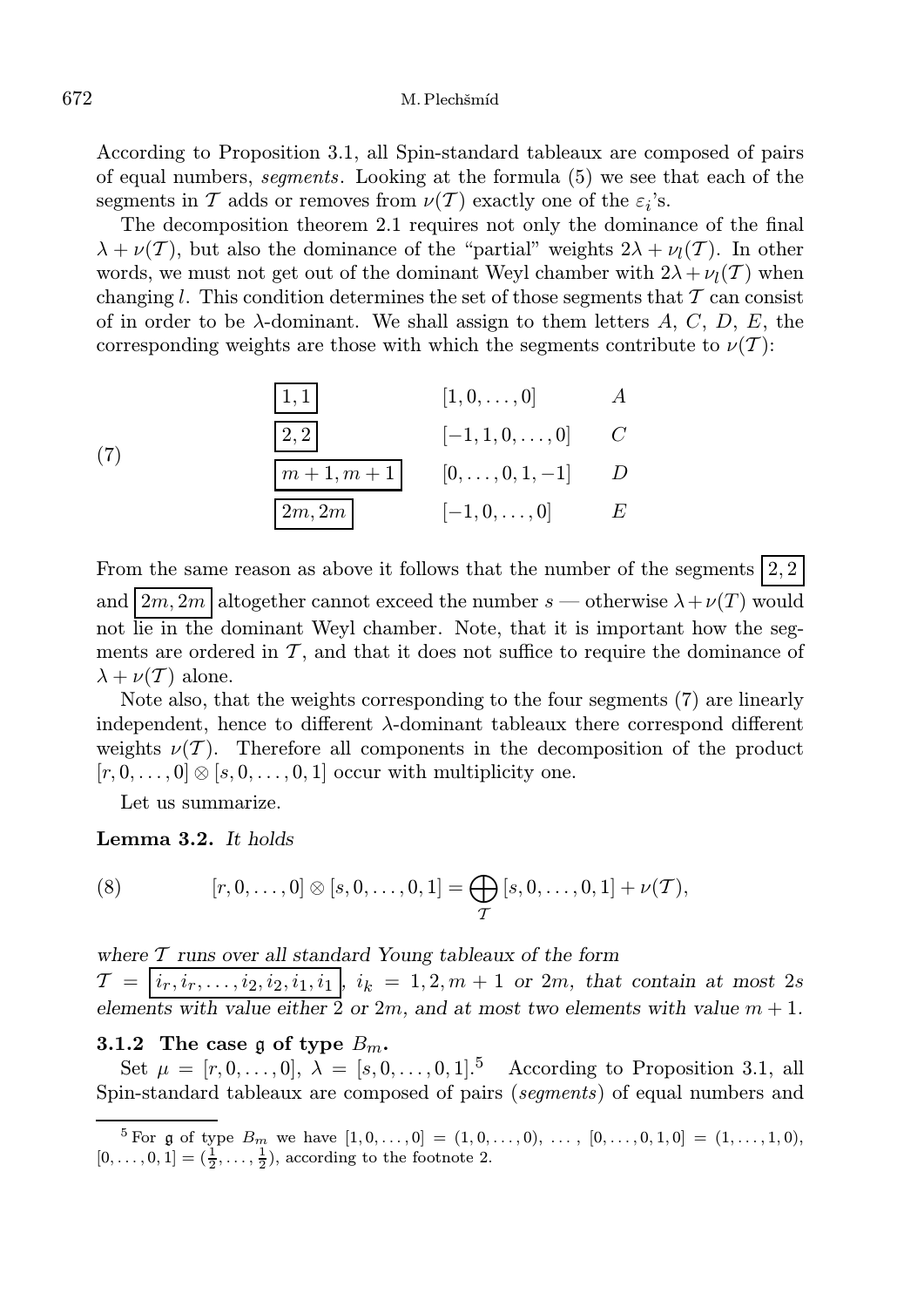According to Proposition 3.1, all Spin-standard tableaux are composed of pairs of equal numbers, *segments*. Looking at the formula (5) we see that each of the segments in $\mathcal{T}$ adds or removes from $\nu(\mathcal{T})$ exactly one of the $\varepsilon_i$'s.

The decomposition theorem 2.1 requires not only the dominance of the final $\lambda + \nu(\mathcal{T})$, but also the dominance of the "partial" weights $2\lambda + \nu_l(\mathcal{T})$. In other words, we must not get out of the dominant Weyl chamber with $2\lambda + \nu_l(\mathcal{T})$ when changing $l$. This condition determines the set of those segments that $\mathcal{T}$ can consist of in order to be $\lambda$-dominant. We shall assign to them letters $A$, $C$, $D$, $E$, the corresponding weights are those with which the segments contribute to $\nu(\mathcal{T})$:

$$
(7) \qquad
\begin{array}{lll}
\boxed{1,1} & [1,0,\dots,0] & A \\
\boxed{2,2} & [-1,1,0,\dots,0] & C \\
\boxed{m+1,m+1} & [0,\dots,0,1,-1] & D \\
\boxed{2m,2m} & [-1,0,\dots,0] & E
\end{array}
$$

From the same reason as above it follows that the number of the segments $\boxed{2,2}$ and $\boxed{2m,2m}$ altogether cannot exceed the number $s$ — otherwise $\lambda + \nu(T)$ would not lie in the dominant Weyl chamber. Note, that it is important how the segments are ordered in $\mathcal{T}$, and that it does not suffice to require the dominance of $\lambda + \nu(\mathcal{T})$ alone.

Note also, that the weights corresponding to the four segments (7) are linearly independent, hence to different $\lambda$-dominant tableaux there correspond different weights $\nu(\mathcal{T})$. Therefore all components in the decomposition of the product $[r,0,\dots,0] \otimes [s,0,\dots,0,1]$ occur with multiplicity one.

Let us summarize.

**Lemma 3.2.** *It holds*

$$
(8) \qquad [r,0,\dots,0] \otimes [s,0,\dots,0,1] = \bigoplus_{\mathcal{T}} [s,0,\dots,0,1] + \nu(\mathcal{T}),
$$

*where $\mathcal{T}$ runs over all standard Young tableaux of the form* $\mathcal{T} = \boxed{i_r, i_r, \dots, i_2, i_2, i_1, i_1}$, $i_k = 1, 2, m+1$ *or* $2m$, *that contain at most* $2s$ *elements with value either* $2$ *or* $2m$, *and at most two elements with value* $m+1$.

### 3.1.2 The case $\mathfrak{g}$ of type $B_m$.

Set $\mu = [r,0,\dots,0]$, $\lambda = [s,0,\dots,0,1]$.[5] According to Proposition 3.1, all Spin-standard tableaux are composed of pairs (*segments*) of equal numbers and

---

[5] For $\mathfrak{g}$ of type $B_m$ we have $[1,0,\dots,0] = (1,0,\dots,0)$, $\dots$, $[0,\dots,0,1,0] = (1,\dots,1,0)$, $[0,\dots,0,1] = (\frac{1}{2},\dots,\frac{1}{2})$, according to the footnote 2.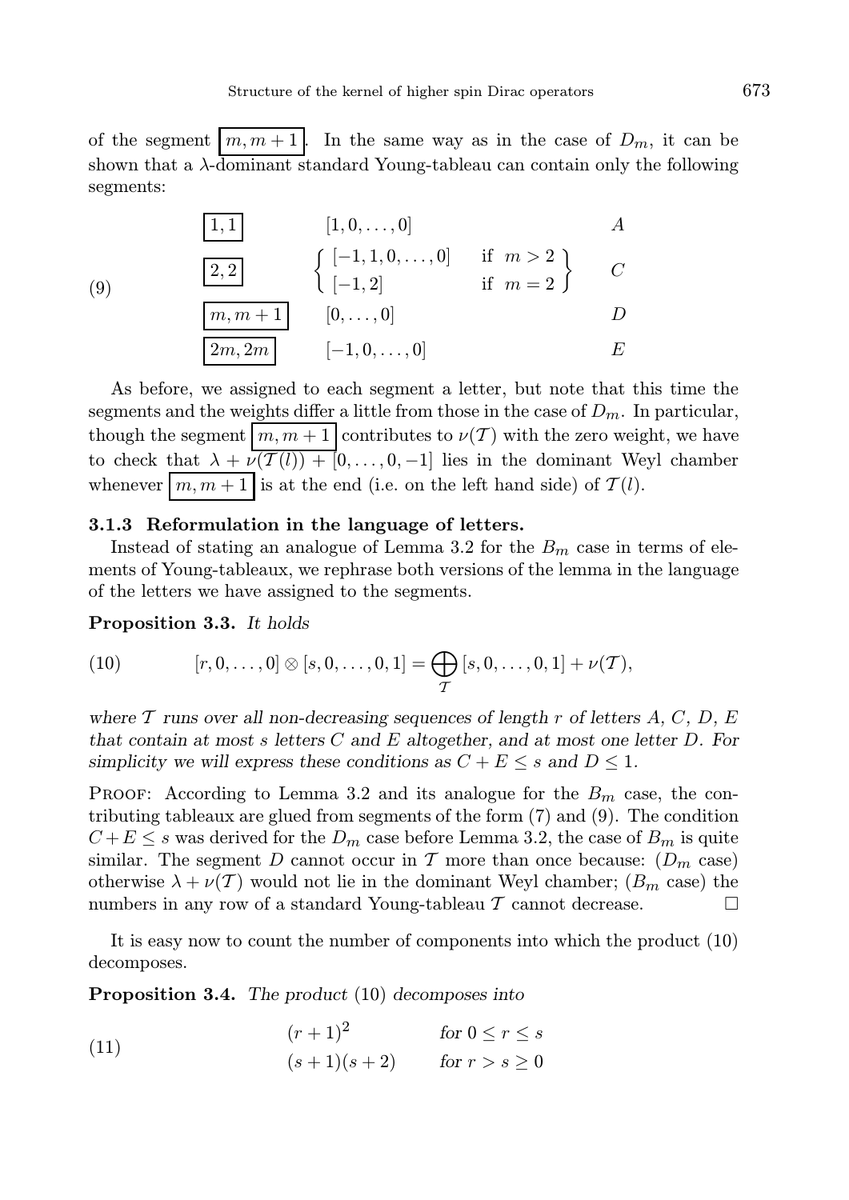of the segment $\boxed{m, m+1}$. In the same way as in the case of $D_m$, it can be shown that a $\lambda$-dominant standard Young-tableau can contain only the following segments:

$$
\begin{array}{llll}
 & \boxed{1,1} & [1,0,\ldots,0] & A \\
(9) & \boxed{2,2} & \left\{ \begin{array}{ll} [-1,1,0,\ldots,0] & \text{if } m>2 \\ [-1,2] & \text{if } m=2 \end{array} \right\} & C \\
 & \boxed{m,m+1} & [0,\ldots,0] & D \\
 & \boxed{2m,2m} & [-1,0,\ldots,0] & E
\end{array}
$$

As before, we assigned to each segment a letter, but note that this time the segments and the weights differ a little from those in the case of $D_m$. In particular, though the segment $\boxed{m, m+1}$ contributes to $\nu(\mathcal{T})$ with the zero weight, we have to check that $\lambda + \nu(\mathcal{T}(l)) + [0, \ldots, 0, -1]$ lies in the dominant Weyl chamber whenever $\boxed{m, m+1}$ is at the end (i.e. on the left hand side) of $\mathcal{T}(l)$.

### 3.1.3 Reformulation in the language of letters.

Instead of stating an analogue of Lemma 3.2 for the $B_m$ case in terms of elements of Young-tableaux, we rephrase both versions of the lemma in the language of the letters we have assigned to the segments.

**Proposition 3.3.** *It holds*

$$
(10) \qquad [r, 0, \ldots, 0] \otimes [s, 0, \ldots, 0, 1] = \bigoplus_{\mathcal{T}} [s, 0, \ldots, 0, 1] + \nu(\mathcal{T}),
$$

*where $\mathcal{T}$ runs over all non-decreasing sequences of length $r$ of letters $A$, $C$, $D$, $E$ that contain at most $s$ letters $C$ and $E$ altogether, and at most one letter $D$. For simplicity we will express these conditions as $C + E \leq s$ and $D \leq 1$.*

Proof: According to Lemma 3.2 and its analogue for the $B_m$ case, the contributing tableaux are glued from segments of the form (7) and (9). The condition $C + E \leq s$ was derived for the $D_m$ case before Lemma 3.2, the case of $B_m$ is quite similar. The segment $D$ cannot occur in $\mathcal{T}$ more than once because: ($D_m$ case) otherwise $\lambda + \nu(\mathcal{T})$ would not lie in the dominant Weyl chamber; ($B_m$ case) the numbers in any row of a standard Young-tableau $\mathcal{T}$ cannot decrease. $\square$

It is easy now to count the number of components into which the product (10) decomposes.

**Proposition 3.4.** *The product* (10) *decomposes into*

$$
(11) \qquad \begin{array}{ll} (r+1)^2 & \text{for } 0 \leq r \leq s \\ (s+1)(s+2) & \text{for } r > s \geq 0 \end{array}
$$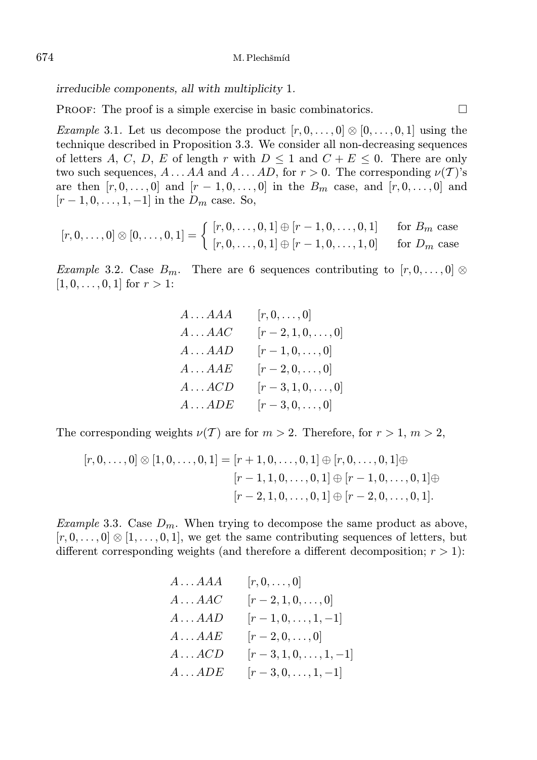*irreducible components, all with multiplicity* 1.

Proof: The proof is a simple exercise in basic combinatorics. □

*Example* 3.1. Let us decompose the product $[r, 0, \ldots, 0] \otimes [0, \ldots, 0, 1]$ using the technique described in Proposition 3.3. We consider all non-decreasing sequences of letters $A$, $C$, $D$, $E$ of length $r$ with $D \leq 1$ and $C + E \leq 0$. There are only two such sequences, $A \ldots AA$ and $A \ldots AD$, for $r > 0$. The corresponding $\nu(\mathcal{T})$'s are then $[r, 0, \ldots, 0]$ and $[r-1, 0, \ldots, 0]$ in the $B_m$ case, and $[r, 0, \ldots, 0]$ and $[r-1, 0, \ldots, 1, -1]$ in the $D_m$ case. So,

$$[r, 0, \ldots, 0] \otimes [0, \ldots, 0, 1] = \begin{cases} [r, 0, \ldots, 0, 1] \oplus [r-1, 0, \ldots, 0, 1] & \text{for } B_m \text{ case} \\ [r, 0, \ldots, 0, 1] \oplus [r-1, 0, \ldots, 1, 0] & \text{for } D_m \text{ case} \end{cases}$$

*Example* 3.2. Case $B_m$. There are 6 sequences contributing to $[r, 0, \ldots, 0] \otimes [1, 0, \ldots, 0, 1]$ for $r > 1$:

| | |
|---|---|
| $A \ldots AAA$ | $[r, 0, \ldots, 0]$ |
| $A \ldots AAC$ | $[r-2, 1, 0, \ldots, 0]$ |
| $A \ldots AAD$ | $[r-1, 0, \ldots, 0]$ |
| $A \ldots AAE$ | $[r-2, 0, \ldots, 0]$ |
| $A \ldots ACD$ | $[r-3, 1, 0, \ldots, 0]$ |
| $A \ldots ADE$ | $[r-3, 0, \ldots, 0]$ |

The corresponding weights $\nu(\mathcal{T})$ are for $m > 2$. Therefore, for $r > 1$, $m > 2$,

$$\begin{aligned} [r, 0, \ldots, 0] \otimes [1, 0, \ldots, 0, 1] = {} & [r+1, 0, \ldots, 0, 1] \oplus [r, 0, \ldots, 0, 1] \oplus \\ & [r-1, 1, 0, \ldots, 0, 1] \oplus [r-1, 0, \ldots, 0, 1] \oplus \\ & [r-2, 1, 0, \ldots, 0, 1] \oplus [r-2, 0, \ldots, 0, 1]. \end{aligned}$$

*Example* 3.3. Case $D_m$. When trying to decompose the same product as above, $[r, 0, \ldots, 0] \otimes [1, \ldots, 0, 1]$, we get the same contributing sequences of letters, but different corresponding weights (and therefore a different decomposition; $r > 1$):

| | |
|---|---|
| $A \ldots AAA$ | $[r, 0, \ldots, 0]$ |
| $A \ldots AAC$ | $[r-2, 1, 0, \ldots, 0]$ |
| $A \ldots AAD$ | $[r-1, 0, \ldots, 1, -1]$ |
| $A \ldots AAE$ | $[r-2, 0, \ldots, 0]$ |
| $A \ldots ACD$ | $[r-3, 1, 0, \ldots, 1, -1]$ |
| $A \ldots ADE$ | $[r-3, 0, \ldots, 1, -1]$ |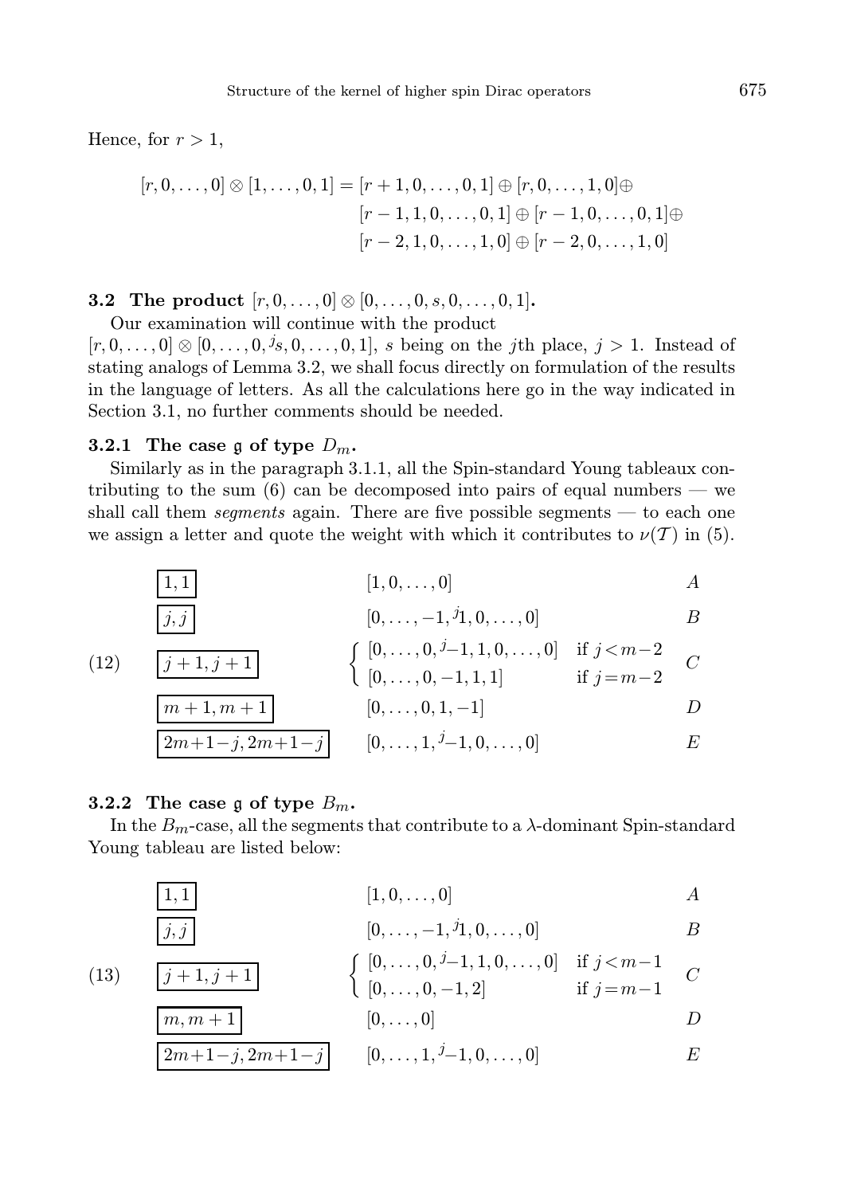Hence, for $r > 1$,

$$
\begin{aligned}
[r, 0, \ldots, 0] \otimes [1, \ldots, 0, 1] = {} & [r+1, 0, \ldots, 0, 1] \oplus [r, 0, \ldots, 1, 0] \oplus \\
& [r-1, 1, 0, \ldots, 0, 1] \oplus [r-1, 0, \ldots, 0, 1] \oplus \\
& [r-2, 1, 0, \ldots, 1, 0] \oplus [r-2, 0, \ldots, 1, 0]
\end{aligned}
$$

### 3.2 The product $[r, 0, \ldots, 0] \otimes [0, \ldots, 0, s, 0, \ldots, 0, 1]$.

Our examination will continue with the product $[r, 0, \ldots, 0] \otimes [0, \ldots, 0, {}^{j}s, 0, \ldots, 0, 1]$, $s$ being on the $j$th place, $j > 1$. Instead of stating analogs of Lemma 3.2, we shall focus directly on formulation of the results in the language of letters. As all the calculations here go in the way indicated in Section 3.1, no further comments should be needed.

#### 3.2.1 The case $\mathfrak{g}$ of type $D_m$.

Similarly as in the paragraph 3.1.1, all the Spin-standard Young tableaux contributing to the sum (6) can be decomposed into pairs of equal numbers — we shall call them *segments* again. There are five possible segments — to each one we assign a letter and quote the weight with which it contributes to $\nu(\mathcal{T})$ in (5).

(12)

| Segment | Weight | | Letter |
|---|---|---|---|
| $\boxed{1, 1}$ | $[1, 0, \ldots, 0]$ | | $A$ |
| $\boxed{j, j}$ | $[0, \ldots, -1, {}^{j}1, 0, \ldots, 0]$ | | $B$ |
| $\boxed{j+1, j+1}$ | $[0, \ldots, 0, {}^{j}{-1}, 1, 0, \ldots, 0]$ | if $j < m-2$ | $C$ |
| | $[0, \ldots, 0, -1, 1, 1]$ | if $j = m-2$ | |
| $\boxed{m+1, m+1}$ | $[0, \ldots, 0, 1, -1]$ | | $D$ |
| $\boxed{2m+1-j, 2m+1-j}$ | $[0, \ldots, 1, {}^{j}{-1}, 0, \ldots, 0]$ | | $E$ |

#### 3.2.2 The case $\mathfrak{g}$ of type $B_m$.

In the $B_m$-case, all the segments that contribute to a $\lambda$-dominant Spin-standard Young tableau are listed below:

(13)

| Segment | Weight | | Letter |
|---|---|---|---|
| $\boxed{1, 1}$ | $[1, 0, \ldots, 0]$ | | $A$ |
| $\boxed{j, j}$ | $[0, \ldots, -1, {}^{j}1, 0, \ldots, 0]$ | | $B$ |
| $\boxed{j+1, j+1}$ | $[0, \ldots, 0, {}^{j}{-1}, 1, 0, \ldots, 0]$ | if $j < m-1$ | $C$ |
| | $[0, \ldots, 0, -1, 2]$ | if $j = m-1$ | |
| $\boxed{m, m+1}$ | $[0, \ldots, 0]$ | | $D$ |
| $\boxed{2m+1-j, 2m+1-j}$ | $[0, \ldots, 1, {}^{j}{-1}, 0, \ldots, 0]$ | | $E$ |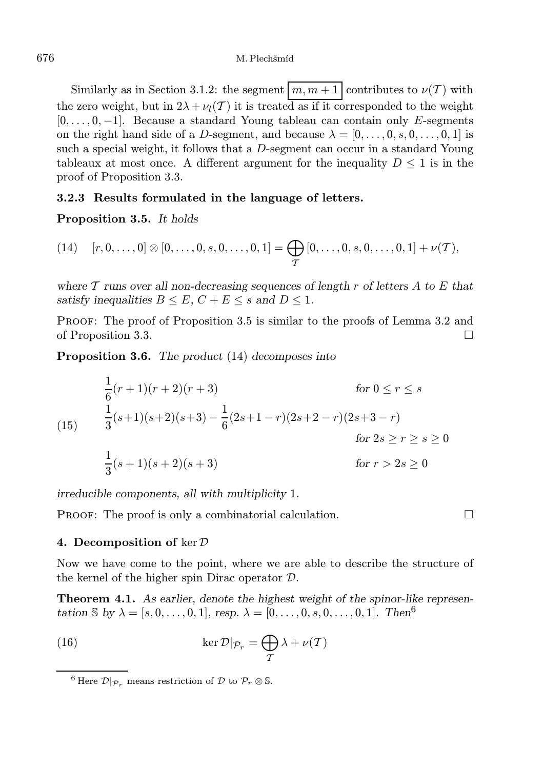Similarly as in Section 3.1.2: the segment $\boxed{m, m+1}$ contributes to $\nu(\mathcal{T})$ with the zero weight, but in $2\lambda + \nu_l(\mathcal{T})$ it is treated as if it corresponded to the weight $[0, \dots, 0, -1]$. Because a standard Young tableau can contain only $E$-segments on the right hand side of a $D$-segment, and because $\lambda = [0, \dots, 0, s, 0, \dots, 0, 1]$ is such a special weight, it follows that a $D$-segment can occur in a standard Young tableaux at most once. A different argument for the inequality $D \leq 1$ is in the proof of Proposition 3.3.

### 3.2.3 Results formulated in the language of letters.

**Proposition 3.5.** *It holds*

$$
(14) \quad [r, 0, \dots, 0] \otimes [0, \dots, 0, s, 0, \dots, 0, 1] = \bigoplus_{\mathcal{T}} [0, \dots, 0, s, 0, \dots, 0, 1] + \nu(\mathcal{T}),
$$

*where $\mathcal{T}$ runs over all non-decreasing sequences of length $r$ of letters $A$ to $E$ that satisfy inequalities $B \leq E$, $C + E \leq s$ and $D \leq 1$.*

Proof: The proof of Proposition 3.5 is similar to the proofs of Lemma 3.2 and of Proposition 3.3. $\square$

**Proposition 3.6.** *The product* (14) *decomposes into*

$$
(15) \quad
\begin{aligned}
&\frac{1}{6}(r+1)(r+2)(r+3) && \text{for } 0 \leq r \leq s \\
&\frac{1}{3}(s+1)(s+2)(s+3) - \frac{1}{6}(2s+1-r)(2s+2-r)(2s+3-r) && \\
& && \text{for } 2s \geq r \geq s \geq 0 \\
&\frac{1}{3}(s+1)(s+2)(s+3) && \text{for } r > 2s \geq 0
\end{aligned}
$$

*irreducible components, all with multiplicity* 1.

Proof: The proof is only a combinatorial calculation. $\square$

## 4. Decomposition of $\ker \mathcal{D}$

Now we have come to the point, where we are able to describe the structure of the kernel of the higher spin Dirac operator $\mathcal{D}$.

**Theorem 4.1.** *As earlier, denote the highest weight of the spinor-like representation $\mathbb{S}$ by $\lambda = [s, 0, \dots, 0, 1]$, resp. $\lambda = [0, \dots, 0, s, 0, \dots, 0, 1]$. Then*[6]

$$
(16) \qquad \ker \mathcal{D}|_{\mathcal{P}_r} = \bigoplus_{\mathcal{T}} \lambda + \nu(\mathcal{T})
$$

[6] Here $\mathcal{D}|_{\mathcal{P}_r}$ means restriction of $\mathcal{D}$ to $\mathcal{P}_r \otimes \mathbb{S}$.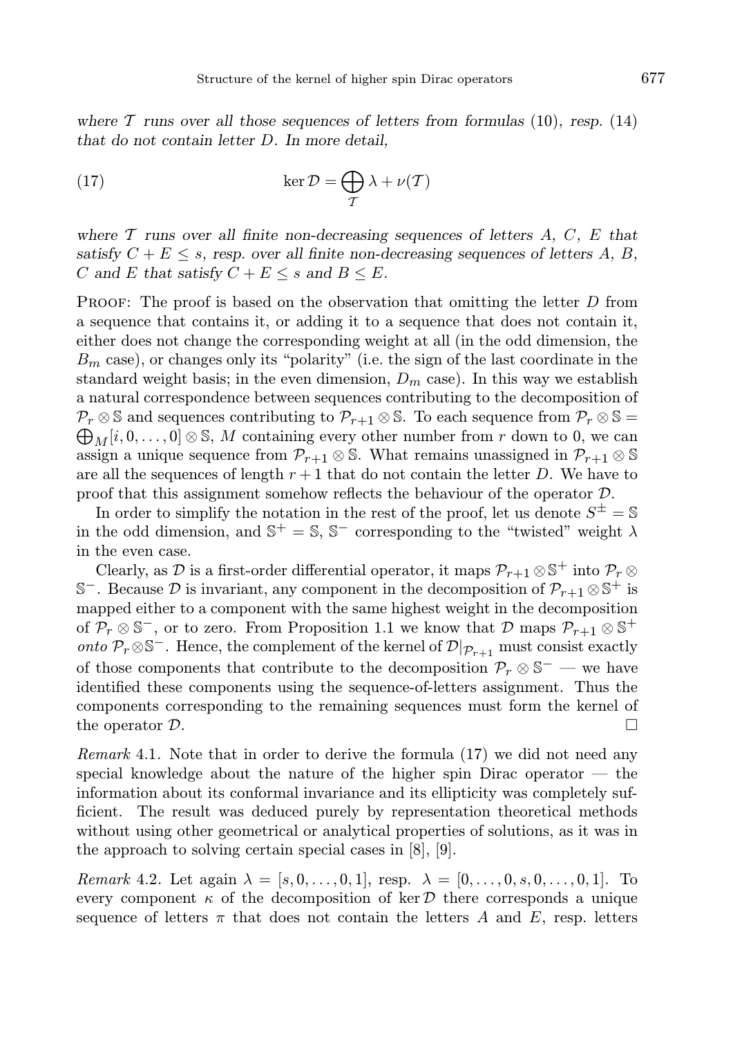*where $\mathcal{T}$ runs over all those sequences of letters from formulas* (10)*, resp.* (14) *that do not contain letter $D$. In more detail,*

$$\ker \mathcal{D} = \bigoplus_{\mathcal{T}} \lambda + \nu(\mathcal{T}) \tag{17}$$

*where $\mathcal{T}$ runs over all finite non-decreasing sequences of letters $A$, $C$, $E$ that satisfy $C + E \leq s$, resp. over all finite non-decreasing sequences of letters $A$, $B$, $C$ and $E$ that satisfy $C + E \leq s$ and $B \leq E$.*

Proof: The proof is based on the observation that omitting the letter $D$ from a sequence that contains it, or adding it to a sequence that does not contain it, either does not change the corresponding weight at all (in the odd dimension, the $B_m$ case), or changes only its "polarity" (i.e. the sign of the last coordinate in the standard weight basis; in the even dimension, $D_m$ case). In this way we establish a natural correspondence between sequences contributing to the decomposition of $\mathcal{P}_r \otimes \mathbb{S}$ and sequences contributing to $\mathcal{P}_{r+1} \otimes \mathbb{S}$. To each sequence from $\mathcal{P}_r \otimes \mathbb{S} = \bigoplus_M [i, 0, \ldots, 0] \otimes \mathbb{S}$, $M$ containing every other number from $r$ down to 0, we can assign a unique sequence from $\mathcal{P}_{r+1} \otimes \mathbb{S}$. What remains unassigned in $\mathcal{P}_{r+1} \otimes \mathbb{S}$ are all the sequences of length $r + 1$ that do not contain the letter $D$. We have to proof that this assignment somehow reflects the behaviour of the operator $\mathcal{D}$.

In order to simplify the notation in the rest of the proof, let us denote $S^{\pm} = \mathbb{S}$ in the odd dimension, and $\mathbb{S}^+ = \mathbb{S}$, $\mathbb{S}^-$ corresponding to the "twisted" weight $\lambda$ in the even case.

Clearly, as $\mathcal{D}$ is a first-order differential operator, it maps $\mathcal{P}_{r+1} \otimes \mathbb{S}^+$ into $\mathcal{P}_r \otimes \mathbb{S}^-$. Because $\mathcal{D}$ is invariant, any component in the decomposition of $\mathcal{P}_{r+1} \otimes \mathbb{S}^+$ is mapped either to a component with the same highest weight in the decomposition of $\mathcal{P}_r \otimes \mathbb{S}^-$, or to zero. From Proposition 1.1 we know that $\mathcal{D}$ maps $\mathcal{P}_{r+1} \otimes \mathbb{S}^+$ *onto* $\mathcal{P}_r \otimes \mathbb{S}^-$. Hence, the complement of the kernel of $\mathcal{D}|_{\mathcal{P}_{r+1}}$ must consist exactly of those components that contribute to the decomposition $\mathcal{P}_r \otimes \mathbb{S}^-$ — we have identified these components using the sequence-of-letters assignment. Thus the components corresponding to the remaining sequences must form the kernel of the operator $\mathcal{D}$. $\square$

*Remark* 4.1. Note that in order to derive the formula (17) we did not need any special knowledge about the nature of the higher spin Dirac operator — the information about its conformal invariance and its ellipticity was completely sufficient. The result was deduced purely by representation theoretical methods without using other geometrical or analytical properties of solutions, as it was in the approach to solving certain special cases in [8], [9].

*Remark* 4.2. Let again $\lambda = [s, 0, \ldots, 0, 1]$, resp. $\lambda = [0, \ldots, 0, s, 0, \ldots, 0, 1]$. To every component $\kappa$ of the decomposition of $\ker \mathcal{D}$ there corresponds a unique sequence of letters $\pi$ that does not contain the letters $A$ and $E$, resp. letters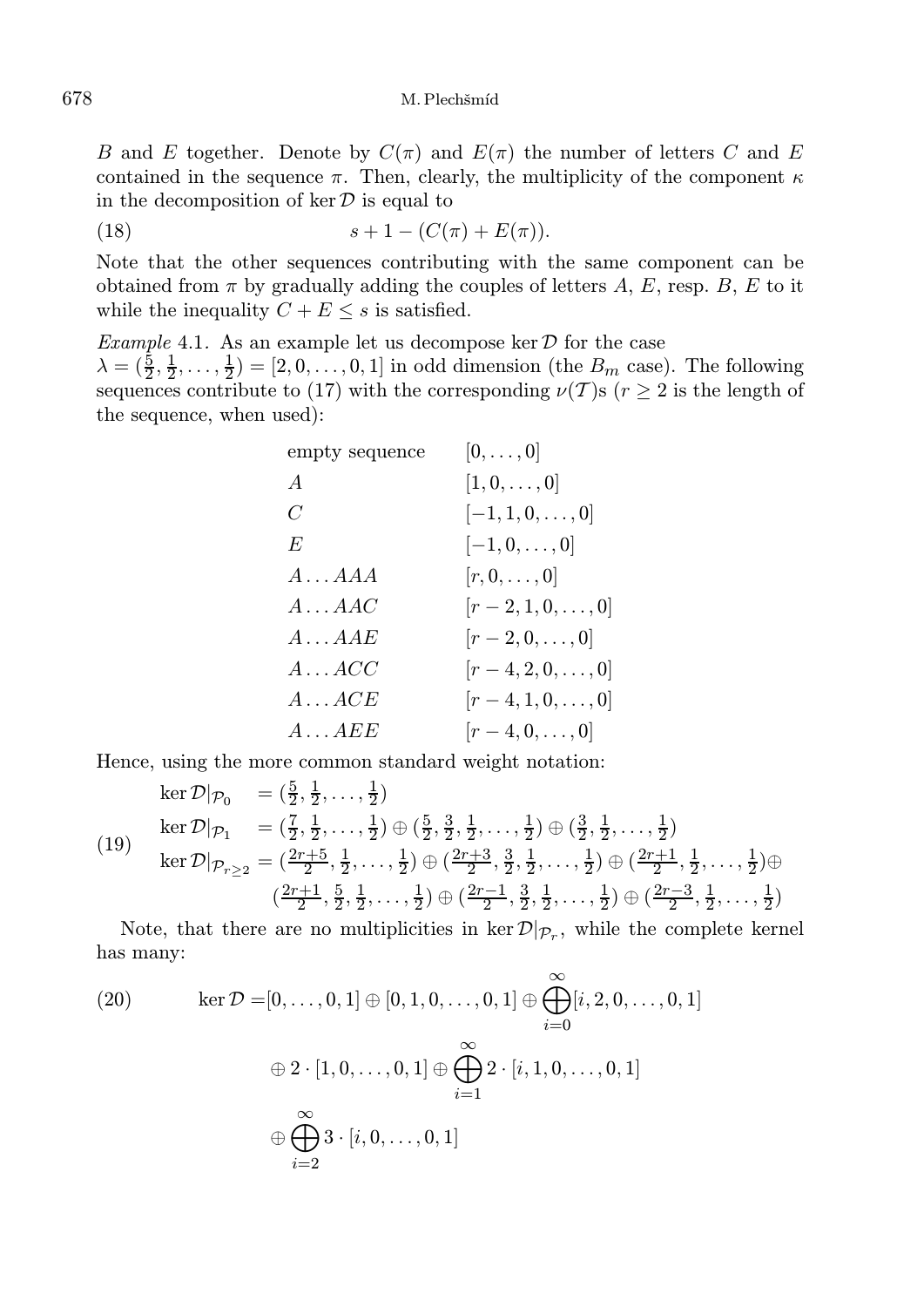$B$ and $E$ together. Denote by $C(\pi)$ and $E(\pi)$ the number of letters $C$ and $E$ contained in the sequence $\pi$. Then, clearly, the multiplicity of the component $\kappa$ in the decomposition of $\ker \mathcal{D}$ is equal to

$$s + 1 - (C(\pi) + E(\pi)). \tag{18}$$

Note that the other sequences contributing with the same component can be obtained from $\pi$ by gradually adding the couples of letters $A$, $E$, resp. $B$, $E$ to it while the inequality $C + E \leq s$ is satisfied.

*Example* 4.1. As an example let us decompose $\ker \mathcal{D}$ for the case $\lambda = (\frac{5}{2}, \frac{1}{2}, \dots, \frac{1}{2}) = [2, 0, \dots, 0, 1]$ in odd dimension (the $B_m$ case). The following sequences contribute to (17) with the corresponding $\nu(\mathcal{T})$s ($r \geq 2$ is the length of the sequence, when used):

| | |
|---|---|
| empty sequence | $[0, \dots, 0]$ |
| $A$ | $[1, 0, \dots, 0]$ |
| $C$ | $[-1, 1, 0, \dots, 0]$ |
| $E$ | $[-1, 0, \dots, 0]$ |
| $A \dots AAA$ | $[r, 0, \dots, 0]$ |
| $A \dots AAC$ | $[r-2, 1, 0, \dots, 0]$ |
| $A \dots AAE$ | $[r-2, 0, \dots, 0]$ |
| $A \dots ACC$ | $[r-4, 2, 0, \dots, 0]$ |
| $A \dots ACE$ | $[r-4, 1, 0, \dots, 0]$ |
| $A \dots AEE$ | $[r-4, 0, \dots, 0]$ |

Hence, using the more common standard weight notation:

$$\begin{aligned}
\ker \mathcal{D}|_{\mathcal{P}_0} &= (\tfrac{5}{2}, \tfrac{1}{2}, \dots, \tfrac{1}{2}) \\
\ker \mathcal{D}|_{\mathcal{P}_1} &= (\tfrac{7}{2}, \tfrac{1}{2}, \dots, \tfrac{1}{2}) \oplus (\tfrac{5}{2}, \tfrac{3}{2}, \tfrac{1}{2}, \dots, \tfrac{1}{2}) \oplus (\tfrac{3}{2}, \tfrac{1}{2}, \dots, \tfrac{1}{2}) \\
\ker \mathcal{D}|_{\mathcal{P}_{r \geq 2}} &= (\tfrac{2r+5}{2}, \tfrac{1}{2}, \dots, \tfrac{1}{2}) \oplus (\tfrac{2r+3}{2}, \tfrac{3}{2}, \tfrac{1}{2}, \dots, \tfrac{1}{2}) \oplus (\tfrac{2r+1}{2}, \tfrac{1}{2}, \dots, \tfrac{1}{2}) \oplus \\
&\quad (\tfrac{2r+1}{2}, \tfrac{5}{2}, \tfrac{1}{2}, \dots, \tfrac{1}{2}) \oplus (\tfrac{2r-1}{2}, \tfrac{3}{2}, \tfrac{1}{2}, \dots, \tfrac{1}{2}) \oplus (\tfrac{2r-3}{2}, \tfrac{1}{2}, \dots, \tfrac{1}{2})
\end{aligned} \tag{19}$$

Note, that there are no multiplicities in $\ker \mathcal{D}|_{\mathcal{P}_r}$, while the complete kernel has many:

$$\begin{aligned}
\ker \mathcal{D} =& [0, \dots, 0, 1] \oplus [0, 1, 0, \dots, 0, 1] \oplus \bigoplus_{i=0}^{\infty} [i, 2, 0, \dots, 0, 1] \\
& \oplus 2 \cdot [1, 0, \dots, 0, 1] \oplus \bigoplus_{i=1}^{\infty} 2 \cdot [i, 1, 0, \dots, 0, 1] \\
& \oplus \bigoplus_{i=2}^{\infty} 3 \cdot [i, 0, \dots, 0, 1]
\end{aligned} \tag{20}$$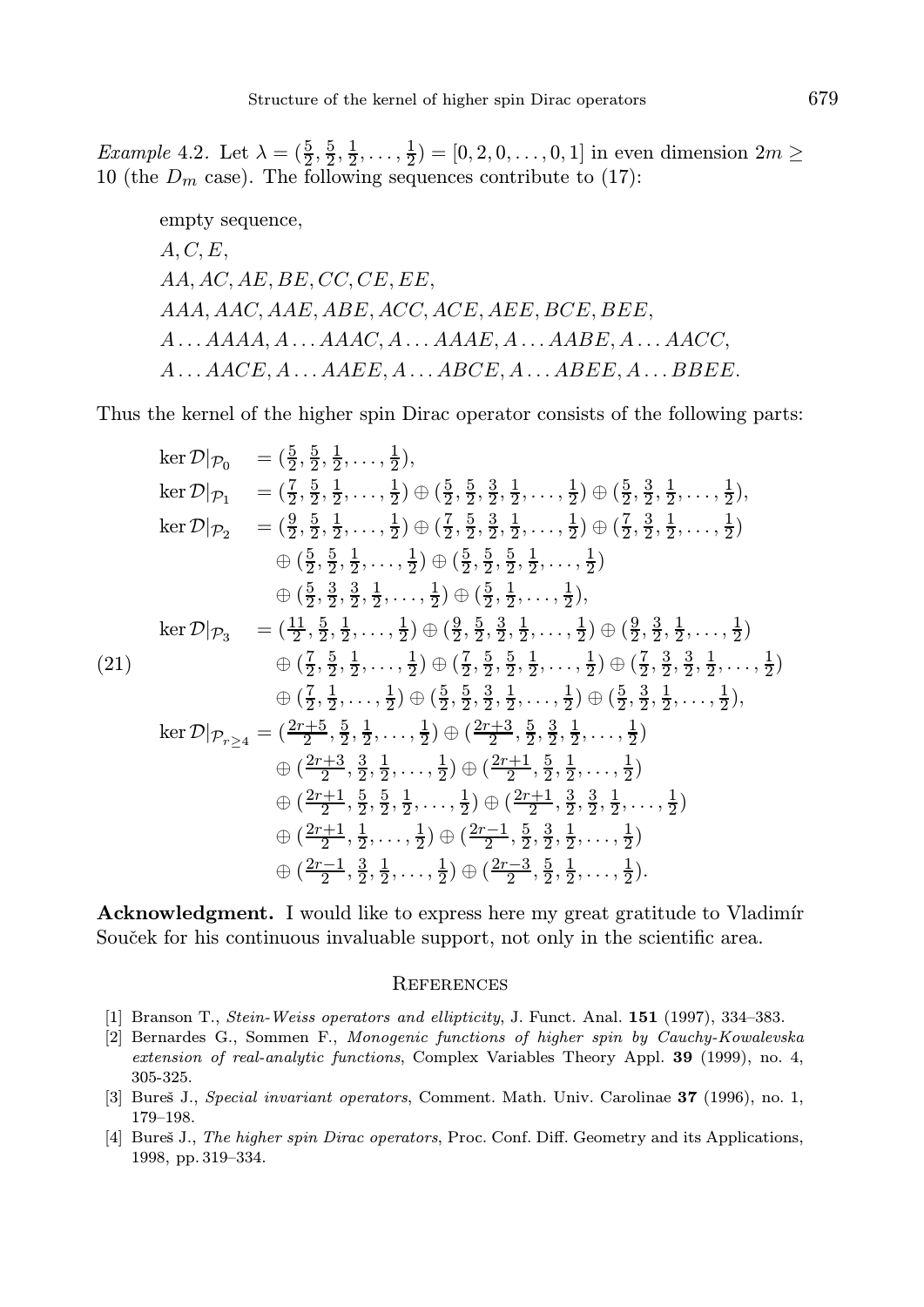*Example* 4.2. Let $\lambda = (\frac{5}{2}, \frac{5}{2}, \frac{1}{2}, \dots, \frac{1}{2}) = [0, 2, 0, \dots, 0, 1]$ in even dimension $2m \geq 10$ (the $D_m$ case). The following sequences contribute to (17):

empty sequence,
$A, C, E,$
$AA, AC, AE, BE, CC, CE, EE,$
$AAA, AAC, AAE, ABE, ACC, ACE, AEE, BCE, BEE,$
$A \dots AAAA, A \dots AAAC, A \dots AAAE, A \dots AABE, A \dots AACC,$
$A \dots AACE, A \dots AAEE, A \dots ABCE, A \dots ABEE, A \dots BBEE.$

Thus the kernel of the higher spin Dirac operator consists of the following parts:

$$
\begin{aligned}
\ker \mathcal{D}|_{\mathcal{P}_0} &= (\tfrac{5}{2}, \tfrac{5}{2}, \tfrac{1}{2}, \dots, \tfrac{1}{2}), \\
\ker \mathcal{D}|_{\mathcal{P}_1} &= (\tfrac{7}{2}, \tfrac{5}{2}, \tfrac{1}{2}, \dots, \tfrac{1}{2}) \oplus (\tfrac{5}{2}, \tfrac{5}{2}, \tfrac{3}{2}, \tfrac{1}{2}, \dots, \tfrac{1}{2}) \oplus (\tfrac{5}{2}, \tfrac{3}{2}, \tfrac{1}{2}, \dots, \tfrac{1}{2}), \\
\ker \mathcal{D}|_{\mathcal{P}_2} &= (\tfrac{9}{2}, \tfrac{5}{2}, \tfrac{1}{2}, \dots, \tfrac{1}{2}) \oplus (\tfrac{7}{2}, \tfrac{5}{2}, \tfrac{3}{2}, \tfrac{1}{2}, \dots, \tfrac{1}{2}) \oplus (\tfrac{7}{2}, \tfrac{3}{2}, \tfrac{1}{2}, \dots, \tfrac{1}{2}) \\
&\quad \oplus (\tfrac{5}{2}, \tfrac{5}{2}, \tfrac{1}{2}, \dots, \tfrac{1}{2}) \oplus (\tfrac{5}{2}, \tfrac{5}{2}, \tfrac{5}{2}, \tfrac{1}{2}, \dots, \tfrac{1}{2}) \\
&\quad \oplus (\tfrac{5}{2}, \tfrac{3}{2}, \tfrac{3}{2}, \tfrac{1}{2}, \dots, \tfrac{1}{2}) \oplus (\tfrac{5}{2}, \tfrac{1}{2}, \dots, \tfrac{1}{2}), \\
\ker \mathcal{D}|_{\mathcal{P}_3} &= (\tfrac{11}{2}, \tfrac{5}{2}, \tfrac{1}{2}, \dots, \tfrac{1}{2}) \oplus (\tfrac{9}{2}, \tfrac{5}{2}, \tfrac{3}{2}, \tfrac{1}{2}, \dots, \tfrac{1}{2}) \oplus (\tfrac{9}{2}, \tfrac{3}{2}, \tfrac{1}{2}, \dots, \tfrac{1}{2}) \\
&\quad \oplus (\tfrac{7}{2}, \tfrac{5}{2}, \tfrac{1}{2}, \dots, \tfrac{1}{2}) \oplus (\tfrac{7}{2}, \tfrac{5}{2}, \tfrac{5}{2}, \tfrac{1}{2}, \dots, \tfrac{1}{2}) \oplus (\tfrac{7}{2}, \tfrac{3}{2}, \tfrac{3}{2}, \tfrac{1}{2}, \dots, \tfrac{1}{2}) \\
&\quad \oplus (\tfrac{7}{2}, \tfrac{1}{2}, \dots, \tfrac{1}{2}) \oplus (\tfrac{5}{2}, \tfrac{5}{2}, \tfrac{3}{2}, \tfrac{1}{2}, \dots, \tfrac{1}{2}) \oplus (\tfrac{5}{2}, \tfrac{3}{2}, \tfrac{1}{2}, \dots, \tfrac{1}{2}), \\
\ker \mathcal{D}|_{\mathcal{P}_{r \geq 4}} &= (\tfrac{2r+5}{2}, \tfrac{5}{2}, \tfrac{1}{2}, \dots, \tfrac{1}{2}) \oplus (\tfrac{2r+3}{2}, \tfrac{5}{2}, \tfrac{3}{2}, \tfrac{1}{2}, \dots, \tfrac{1}{2}) \\
&\quad \oplus (\tfrac{2r+3}{2}, \tfrac{3}{2}, \tfrac{1}{2}, \dots, \tfrac{1}{2}) \oplus (\tfrac{2r+1}{2}, \tfrac{5}{2}, \tfrac{1}{2}, \dots, \tfrac{1}{2}) \\
&\quad \oplus (\tfrac{2r+1}{2}, \tfrac{5}{2}, \tfrac{5}{2}, \tfrac{1}{2}, \dots, \tfrac{1}{2}) \oplus (\tfrac{2r+1}{2}, \tfrac{3}{2}, \tfrac{3}{2}, \tfrac{1}{2}, \dots, \tfrac{1}{2}) \\
&\quad \oplus (\tfrac{2r+1}{2}, \tfrac{1}{2}, \dots, \tfrac{1}{2}) \oplus (\tfrac{2r-1}{2}, \tfrac{5}{2}, \tfrac{3}{2}, \tfrac{1}{2}, \dots, \tfrac{1}{2}) \\
&\quad \oplus (\tfrac{2r-1}{2}, \tfrac{3}{2}, \tfrac{1}{2}, \dots, \tfrac{1}{2}) \oplus (\tfrac{2r-3}{2}, \tfrac{5}{2}, \tfrac{1}{2}, \dots, \tfrac{1}{2}).
\end{aligned}
\tag{21}
$$

**Acknowledgment.** I would like to express here my great gratitude to Vladimír Souček for his continuous invaluable support, not only in the scientific area.

## References

[1] Branson T., *Stein-Weiss operators and ellipticity*, J. Funct. Anal. **151** (1997), 334–383.

[2] Bernardes G., Sommen F., *Monogenic functions of higher spin by Cauchy-Kowalevska extension of real-analytic functions*, Complex Variables Theory Appl. **39** (1999), no. 4, 305-325.

[3] Bureš J., *Special invariant operators*, Comment. Math. Univ. Carolinae **37** (1996), no. 1, 179–198.

[4] Bureš J., *The higher spin Dirac operators*, Proc. Conf. Diff. Geometry and its Applications, 1998, pp. 319–334.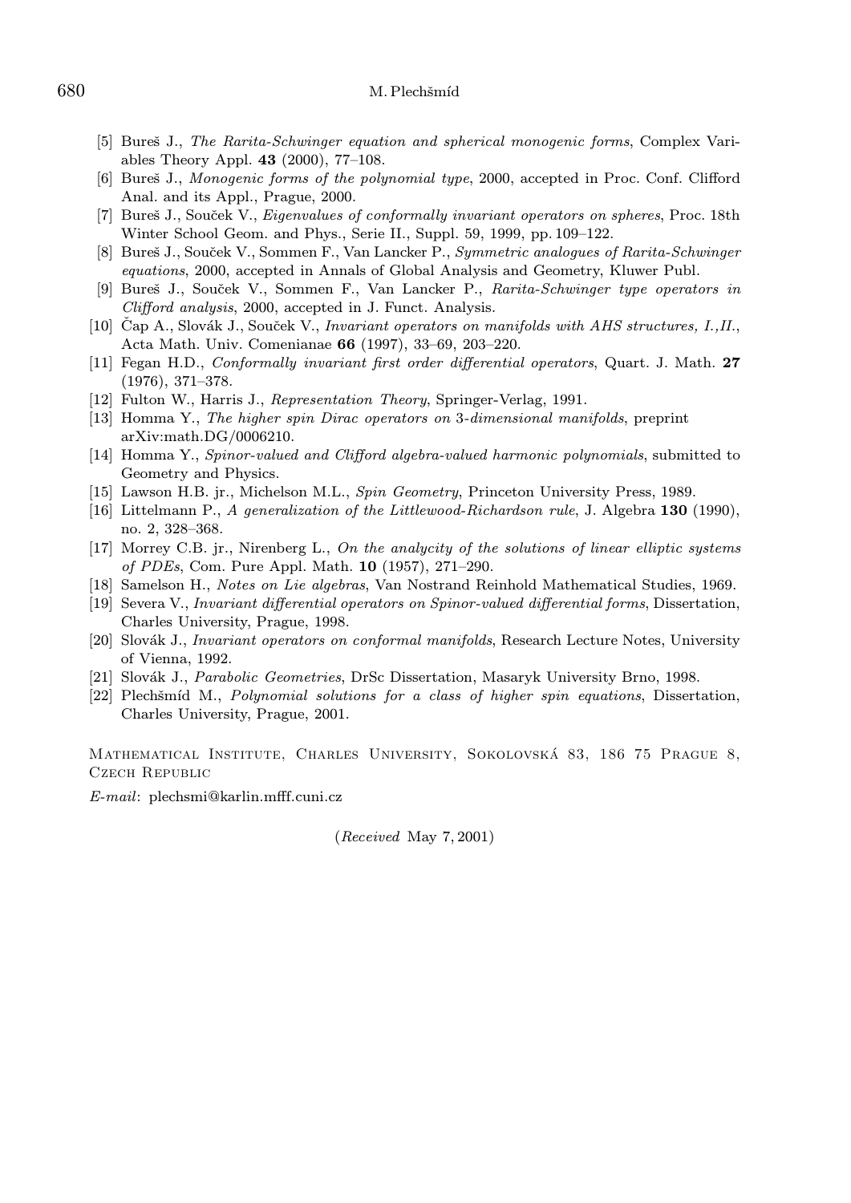[5] Bureš J., *The Rarita-Schwinger equation and spherical monogenic forms*, Complex Variables Theory Appl. **43** (2000), 77–108.

[6] Bureš J., *Monogenic forms of the polynomial type*, 2000, accepted in Proc. Conf. Clifford Anal. and its Appl., Prague, 2000.

[7] Bureš J., Souček V., *Eigenvalues of conformally invariant operators on spheres*, Proc. 18th Winter School Geom. and Phys., Serie II., Suppl. 59, 1999, pp. 109–122.

[8] Bureš J., Souček V., Sommen F., Van Lancker P., *Symmetric analogues of Rarita-Schwinger equations*, 2000, accepted in Annals of Global Analysis and Geometry, Kluwer Publ.

[9] Bureš J., Souček V., Sommen F., Van Lancker P., *Rarita-Schwinger type operators in Clifford analysis*, 2000, accepted in J. Funct. Analysis.

[10] Čap A., Slovák J., Souček V., *Invariant operators on manifolds with AHS structures, I.,II.*, Acta Math. Univ. Comenianae **66** (1997), 33–69, 203–220.

[11] Fegan H.D., *Conformally invariant first order differential operators*, Quart. J. Math. **27** (1976), 371–378.

[12] Fulton W., Harris J., *Representation Theory*, Springer-Verlag, 1991.

[13] Homma Y., *The higher spin Dirac operators on* 3*-dimensional manifolds*, preprint arXiv:math.DG/0006210.

[14] Homma Y., *Spinor-valued and Clifford algebra-valued harmonic polynomials*, submitted to Geometry and Physics.

[15] Lawson H.B. jr., Michelson M.L., *Spin Geometry*, Princeton University Press, 1989.

[16] Littelmann P., *A generalization of the Littlewood-Richardson rule*, J. Algebra **130** (1990), no. 2, 328–368.

[17] Morrey C.B. jr., Nirenberg L., *On the analycity of the solutions of linear elliptic systems of PDEs*, Com. Pure Appl. Math. **10** (1957), 271–290.

[18] Samelson H., *Notes on Lie algebras*, Van Nostrand Reinhold Mathematical Studies, 1969.

[19] Severa V., *Invariant differential operators on Spinor-valued differential forms*, Dissertation, Charles University, Prague, 1998.

[20] Slovák J., *Invariant operators on conformal manifolds*, Research Lecture Notes, University of Vienna, 1992.

[21] Slovák J., *Parabolic Geometries*, DrSc Dissertation, Masaryk University Brno, 1998.

[22] Plechšmíd M., *Polynomial solutions for a class of higher spin equations*, Dissertation, Charles University, Prague, 2001.

Mathematical Institute, Charles University, Sokolovská 83, 186 75 Prague 8, Czech Republic

*E-mail*: plechsmi@karlin.mfff.cuni.cz

(*Received* May 7, 2001)